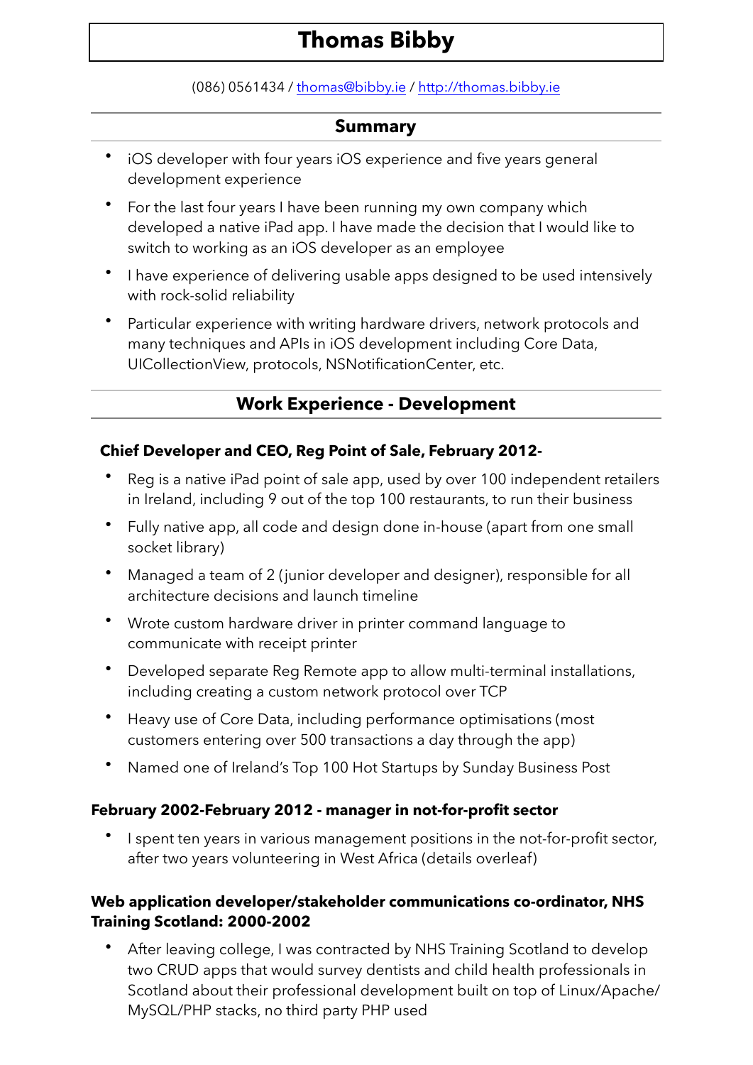# Thomas Bibby

(086) 0561434 / [thomas@bibby.ie](mailto:thomas@bibby.ie) / [http://thomas.bibby.ie](http://thomas.bibby.ie)

## Summary

- iOS developer with four years iOS experience and five years general development experience
- For the last four years I have been running my own company which developed a native iPad app. I have made the decision that I would like to switch to working as an iOS developer as an employee
- I have experience of delivering usable apps designed to be used intensively with rock-solid reliability
- Particular experience with writing hardware drivers, network protocols and many techniques and APIs in iOS development including Core Data, UICollectionView, protocols, NSNotificationCenter, etc.

## Work Experience - Development

### Chief Developer and CEO, Reg Point of Sale, February 2012-

- Reg is a native iPad point of sale app, used by over 100 independent retailers in Ireland, including 9 out of the top 100 restaurants, to run their business
- Fully native app, all code and design done in-house (apart from one small socket library)
- Managed a team of 2 (junior developer and designer), responsible for all architecture decisions and launch timeline
- Wrote custom hardware driver in printer command language to communicate with receipt printer
- Developed separate Reg Remote app to allow multi-terminal installations, including creating a custom network protocol over TCP
- Heavy use of Core Data, including performance optimisations (most customers entering over 500 transactions a day through the app)
- Named one of Ireland's Top 100 Hot Startups by Sunday Business Post

### February 2002-February 2012 - manager in not-for-profit sector

- I spent ten years in various management positions in the not-for-profit sector, after two years volunteering in West Africa (details overleaf)

### Web application developer/stakeholder communications co-ordinator, NHS Training Scotland: 2000-2002

- After leaving college, I was contracted by NHS Training Scotland to develop two CRUD apps that would survey dentists and child health professionals in Scotland about their professional development built on top of Linux/Apache/MySQL/PHP stacks, no third party PHP used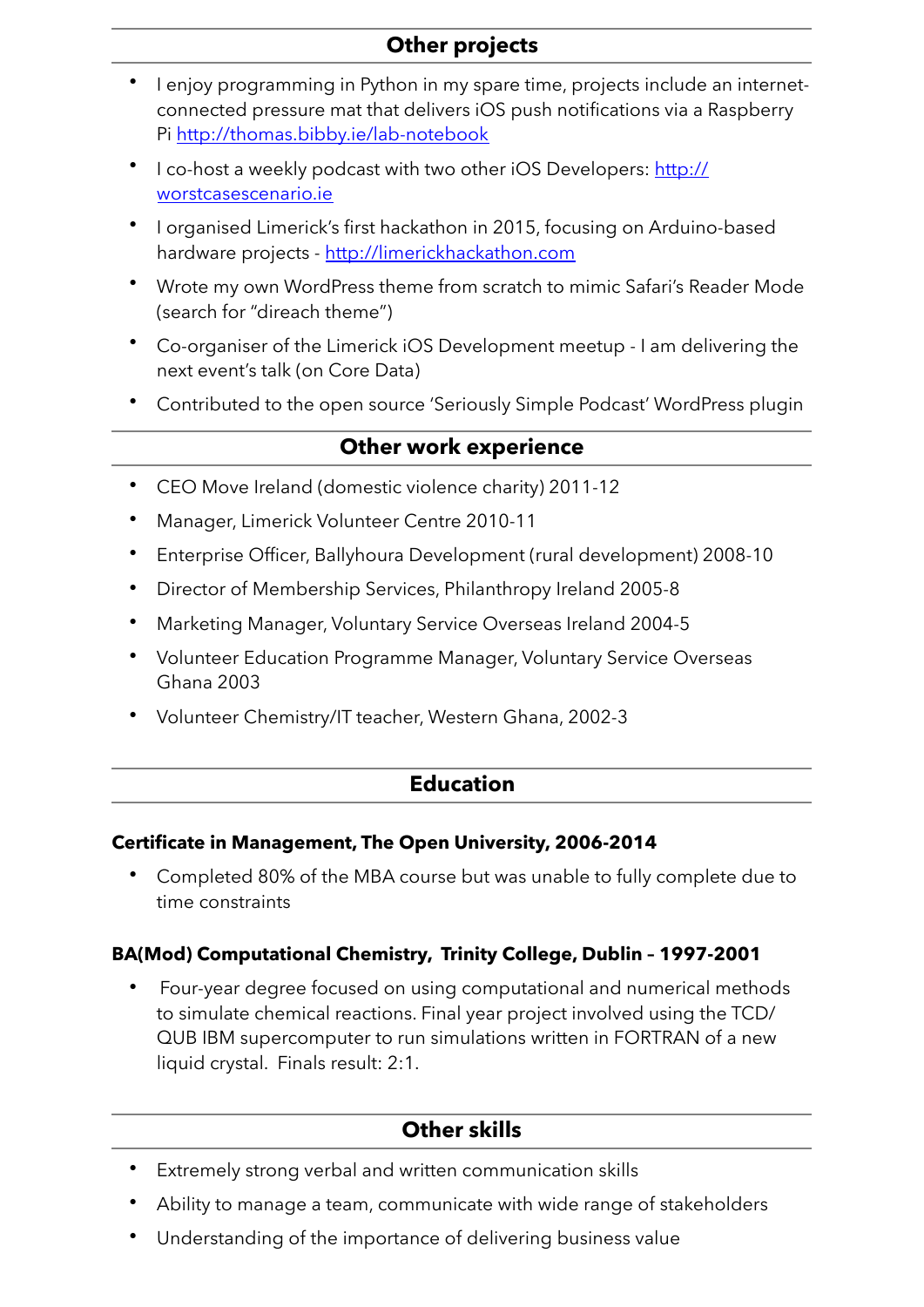## Other projects

- I enjoy programming in Python in my spare time, projects include an internet-connected pressure mat that delivers iOS push notifications via a Raspberry Pi [http://thomas.bibby.ie/lab-notebook](http://thomas.bibby.ie/lab-notebook)
- I co-host a weekly podcast with two other iOS Developers: [http://worstcasescenario.ie](http://worstcasescenario.ie)
- I organised Limerick's first hackathon in 2015, focusing on Arduino-based hardware projects - [http://limerickhackathon.com](http://limerickhackathon.com)
- Wrote my own WordPress theme from scratch to mimic Safari's Reader Mode (search for "direach theme")
- Co-organiser of the Limerick iOS Development meetup - I am delivering the next event's talk (on Core Data)
- Contributed to the open source 'Seriously Simple Podcast' WordPress plugin

## Other work experience

- CEO Move Ireland (domestic violence charity) 2011-12
- Manager, Limerick Volunteer Centre 2010-11
- Enterprise Officer, Ballyhoura Development (rural development) 2008-10
- Director of Membership Services, Philanthropy Ireland 2005-8
- Marketing Manager, Voluntary Service Overseas Ireland 2004-5
- Volunteer Education Programme Manager, Voluntary Service Overseas Ghana 2003
- Volunteer Chemistry/IT teacher, Western Ghana, 2002-3

## Education

**Certificate in Management, The Open University, 2006-2014**

- Completed 80% of the MBA course but was unable to fully complete due to time constraints

**BA(Mod) Computational Chemistry, Trinity College, Dublin – 1997-2001**

- Four-year degree focused on using computational and numerical methods to simulate chemical reactions. Final year project involved using the TCD/QUB IBM supercomputer to run simulations written in FORTRAN of a new liquid crystal. Finals result: 2:1.

## Other skills

- Extremely strong verbal and written communication skills
- Ability to manage a team, communicate with wide range of stakeholders
- Understanding of the importance of delivering business value